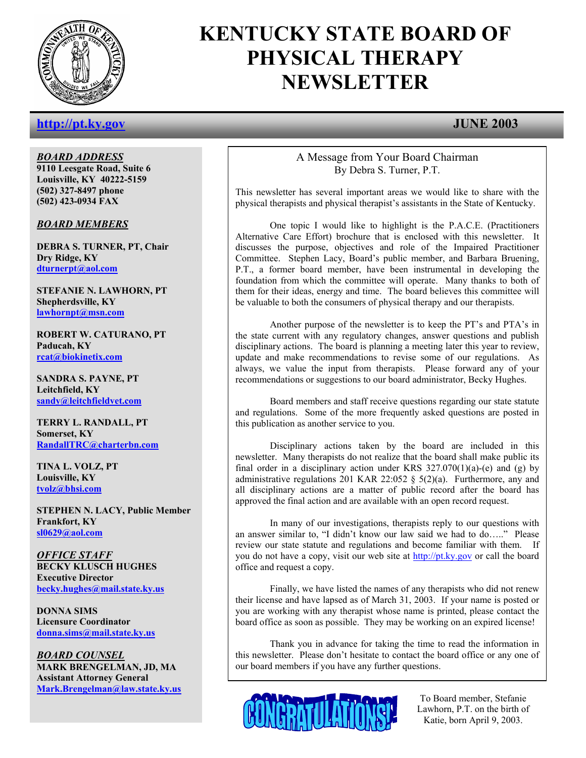# KENTUCKY STATE BOARD OF PHYSICAL THERAPY NEWSLETTER

http://pt.ky.gov

**JUNE 2003**

***BOARD ADDRESS***

**9110 Leesgate Road, Suite 6**
**Louisville, KY 40222-5159**
**(502) 327-8497 phone**
**(502) 423-0934 FAX**

***BOARD MEMBERS***

**DEBRA S. TURNER, PT, Chair**
**Dry Ridge, KY**
dturnerpt@aol.com

**STEFANIE N. LAWHORN, PT**
**Shepherdsville, KY**
lawhornpt@msn.com

**ROBERT W. CATURANO, PT**
**Paducah, KY**
rcat@biokinetix.com

**SANDRA S. PAYNE, PT**
**Leitchfield, KY**
sandy@leitchfieldvet.com

**TERRY L. RANDALL, PT**
**Somerset, KY**
RandallTRC@charterbn.com

**TINA L. VOLZ, PT**
**Louisville, KY**
tvolz@bhsi.com

**STEPHEN N. LACY, Public Member**
**Frankfort, KY**
sl0629@aol.com

***OFFICE STAFF***

**BECKY KLUSCH HUGHES**
**Executive Director**
becky.hughes@mail.state.ky.us

**DONNA SIMS**
**Licensure Coordinator**
donna.sims@mail.state.ky.us

***BOARD COUNSEL***

**MARK BRENGELMAN, JD, MA**
**Assistant Attorney General**
Mark.Brengelman@law.state.ky.us

## A Message from Your Board Chairman

By Debra S. Turner, P.T.

This newsletter has several important areas we would like to share with the physical therapists and physical therapist's assistants in the State of Kentucky.

One topic I would like to highlight is the P.A.C.E. (Practitioners Alternative Care Effort) brochure that is enclosed with this newsletter. It discusses the purpose, objectives and role of the Impaired Practitioner Committee. Stephen Lacy, Board's public member, and Barbara Bruening, P.T., a former board member, have been instrumental in developing the foundation from which the committee will operate. Many thanks to both of them for their ideas, energy and time. The board believes this committee will be valuable to both the consumers of physical therapy and our therapists.

Another purpose of the newsletter is to keep the PT's and PTA's in the state current with any regulatory changes, answer questions and publish disciplinary actions. The board is planning a meeting later this year to review, update and make recommendations to revise some of our regulations. As always, we value the input from therapists. Please forward any of your recommendations or suggestions to our board administrator, Becky Hughes.

Board members and staff receive questions regarding our state statute and regulations. Some of the more frequently asked questions are posted in this publication as another service to you.

Disciplinary actions taken by the board are included in this newsletter. Many therapists do not realize that the board shall make public its final order in a disciplinary action under KRS 327.070(1)(a)-(e) and (g) by administrative regulations 201 KAR 22:052 § 5(2)(a). Furthermore, any and all disciplinary actions are a matter of public record after the board has approved the final action and are available with an open record request.

In many of our investigations, therapists reply to our questions with an answer similar to, "I didn't know our law said we had to do….." Please review our state statute and regulations and become familiar with them. If you do not have a copy, visit our web site at http://pt.ky.gov or call the board office and request a copy.

Finally, we have listed the names of any therapists who did not renew their license and have lapsed as of March 31, 2003. If your name is posted or you are working with any therapist whose name is printed, please contact the board office as soon as possible. They may be working on an expired license!

Thank you in advance for taking the time to read the information in this newsletter. Please don't hesitate to contact the board office or any one of our board members if you have any further questions.

**CONGRATULATIONS!**

To Board member, Stefanie Lawhorn, P.T. on the birth of Katie, born April 9, 2003.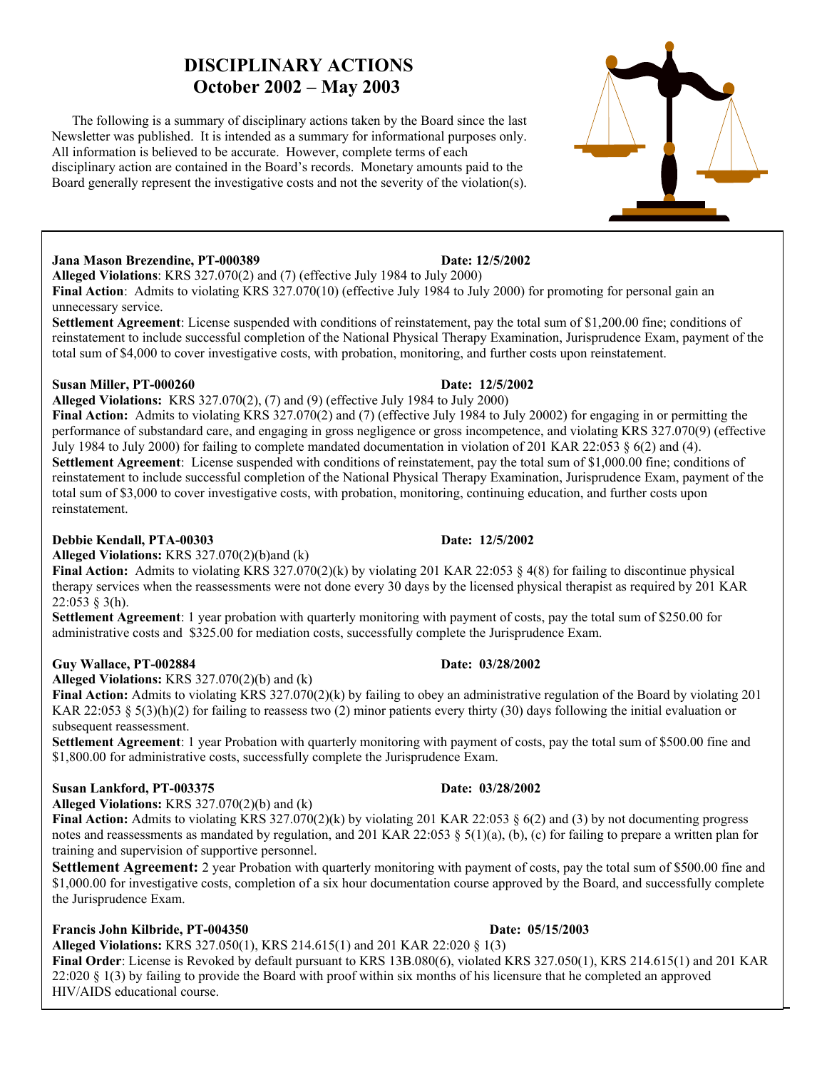# DISCIPLINARY ACTIONS
## October 2002 – May 2003

The following is a summary of disciplinary actions taken by the Board since the last Newsletter was published. It is intended as a summary for informational purposes only. All information is believed to be accurate. However, complete terms of each disciplinary action are contained in the Board's records. Monetary amounts paid to the Board generally represent the investigative costs and not the severity of the violation(s).

**Jana Mason Brezendine, PT-000389** **Date: 12/5/2002**
**Alleged Violations**: KRS 327.070(2) and (7) (effective July 1984 to July 2000)
**Final Action**: Admits to violating KRS 327.070(10) (effective July 1984 to July 2000) for promoting for personal gain an unnecessary service.
**Settlement Agreement**: License suspended with conditions of reinstatement, pay the total sum of $1,200.00 fine; conditions of reinstatement to include successful completion of the National Physical Therapy Examination, Jurisprudence Exam, payment of the total sum of $4,000 to cover investigative costs, with probation, monitoring, and further costs upon reinstatement.

**Susan Miller, PT-000260** **Date: 12/5/2002**
**Alleged Violations:** KRS 327.070(2), (7) and (9) (effective July 1984 to July 2000)
**Final Action:** Admits to violating KRS 327.070(2) and (7) (effective July 1984 to July 20002) for engaging in or permitting the performance of substandard care, and engaging in gross negligence or gross incompetence, and violating KRS 327.070(9) (effective July 1984 to July 2000) for failing to complete mandated documentation in violation of 201 KAR 22:053 § 6(2) and (4).
**Settlement Agreement**: License suspended with conditions of reinstatement, pay the total sum of $1,000.00 fine; conditions of reinstatement to include successful completion of the National Physical Therapy Examination, Jurisprudence Exam, payment of the total sum of $3,000 to cover investigative costs, with probation, monitoring, continuing education, and further costs upon reinstatement.

**Debbie Kendall, PTA-00303** **Date: 12/5/2002**
**Alleged Violations:** KRS 327.070(2)(b)and (k)
**Final Action:** Admits to violating KRS 327.070(2)(k) by violating 201 KAR 22:053 § 4(8) for failing to discontinue physical therapy services when the reassessments were not done every 30 days by the licensed physical therapist as required by 201 KAR 22:053 § 3(h).
**Settlement Agreement**: 1 year probation with quarterly monitoring with payment of costs, pay the total sum of $250.00 for administrative costs and $325.00 for mediation costs, successfully complete the Jurisprudence Exam.

**Guy Wallace, PT-002884** **Date: 03/28/2002**
**Alleged Violations:** KRS 327.070(2)(b) and (k)
**Final Action:** Admits to violating KRS 327.070(2)(k) by failing to obey an administrative regulation of the Board by violating 201 KAR 22:053 § 5(3)(h)(2) for failing to reassess two (2) minor patients every thirty (30) days following the initial evaluation or subsequent reassessment.
**Settlement Agreement**: 1 year Probation with quarterly monitoring with payment of costs, pay the total sum of $500.00 fine and $1,800.00 for administrative costs, successfully complete the Jurisprudence Exam.

**Susan Lankford, PT-003375** **Date: 03/28/2002**
**Alleged Violations:** KRS 327.070(2)(b) and (k)
**Final Action:** Admits to violating KRS 327.070(2)(k) by violating 201 KAR 22:053 § 6(2) and (3) by not documenting progress notes and reassessments as mandated by regulation, and 201 KAR 22:053 § 5(1)(a), (b), (c) for failing to prepare a written plan for training and supervision of supportive personnel.
**Settlement Agreement:** 2 year Probation with quarterly monitoring with payment of costs, pay the total sum of $500.00 fine and $1,000.00 for investigative costs, completion of a six hour documentation course approved by the Board, and successfully complete the Jurisprudence Exam.

**Francis John Kilbride, PT-004350** **Date: 05/15/2003**
**Alleged Violations:** KRS 327.050(1), KRS 214.615(1) and 201 KAR 22:020 § 1(3)
**Final Order**: License is Revoked by default pursuant to KRS 13B.080(6), violated KRS 327.050(1), KRS 214.615(1) and 201 KAR 22:020 § 1(3) by failing to provide the Board with proof within six months of his licensure that he completed an approved HIV/AIDS educational course.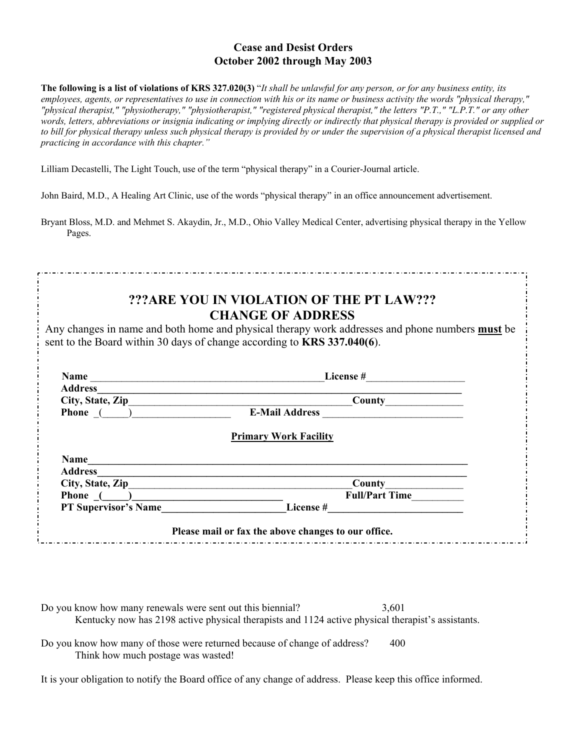## Cease and Desist Orders
## October 2002 through May 2003

**The following is a list of violations of KRS 327.020(3)** "*It shall be unlawful for any person, or for any business entity, its employees, agents, or representatives to use in connection with his or its name or business activity the words "physical therapy," "physical therapist," "physiotherapy," "physiotherapist," "registered physical therapist," the letters "P.T.," "L.P.T." or any other words, letters, abbreviations or insignia indicating or implying directly or indirectly that physical therapy is provided or supplied or to bill for physical therapy unless such physical therapy is provided by or under the supervision of a physical therapist licensed and practicing in accordance with this chapter.*"

Lilliam Decastelli, The Light Touch, use of the term "physical therapy" in a Courier-Journal article.

John Baird, M.D., A Healing Art Clinic, use of the words "physical therapy" in an office announcement advertisement.

Bryant Bloss, M.D. and Mehmet S. Akaydin, Jr., M.D., Ohio Valley Medical Center, advertising physical therapy in the Yellow Pages.

---

## ???ARE YOU IN VIOLATION OF THE PT LAW???
## CHANGE OF ADDRESS

Any changes in name and both home and physical therapy work addresses and phone numbers **must** be sent to the Board within 30 days of change according to **KRS 337.040(6)**.

**Name** ______________________________ **License #**__________________

**Address**______________________________________________

**City, State, Zip**______________________________ **County**______________

**Phone** (_____)__________________ **E-Mail Address** ________________________

**Primary Work Facility**

**Name**______________________________________________

**Address**______________________________________________

**City, State, Zip**______________________________ **County**______________

**Phone** (_____)__________________ **Full/Part Time**__________

**PT Supervisor's Name**____________________ **License #**____________________

**Please mail or fax the above changes to our office.**

---

Do you know how many renewals were sent out this biennial? 3,601

Kentucky now has 2198 active physical therapists and 1124 active physical therapist's assistants.

Do you know how many of those were returned because of change of address? 400

Think how much postage was wasted!

It is your obligation to notify the Board office of any change of address. Please keep this office informed.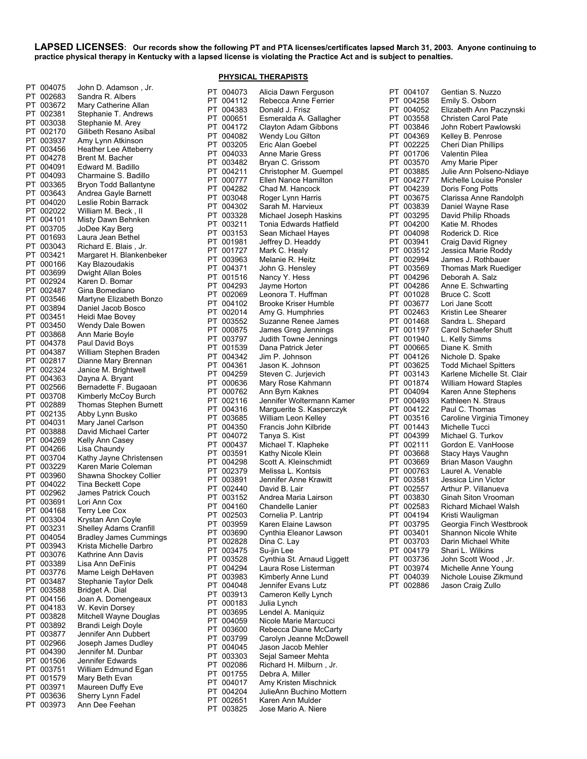**LAPSED LICENSES: Our records show the following PT and PTA licenses/certificates lapsed March 31, 2003. Anyone continuing to practice physical therapy in Kentucky with a lapsed license is violating the Practice Act and is subject to penalties.**

## PHYSICAL THERAPISTS

| License | Name |
|---|---|
| PT 004075 | John D. Adamson , Jr. |
| PT 002683 | Sandra R. Albers |
| PT 003672 | Mary Catherine Allan |
| PT 002381 | Stephanie T. Andrews |
| PT 003038 | Stephanie M. Arey |
| PT 002170 | Gilibeth Resano Asibal |
| PT 003937 | Amy Lynn Atkinson |
| PT 003456 | Heather Lee Atteberry |
| PT 004278 | Brent M. Bacher |
| PT 004091 | Edward M. Badillo |
| PT 004093 | Charmaine S. Badillo |
| PT 003365 | Bryon Todd Ballantyne |
| PT 003643 | Andrea Gayle Barnett |
| PT 004020 | Leslie Robin Barrack |
| PT 002022 | William M. Beck , II |
| PT 004101 | Misty Dawn Behnken |
| PT 003705 | JoDee Kay Berg |
| PT 001693 | Laura Jean Bethel |
| PT 003043 | Richard E. Blais , Jr. |
| PT 003421 | Margaret H. Blankenbeker |
| PT 000166 | Kay Blazoudakis |
| PT 003699 | Dwight Allan Boles |
| PT 002924 | Karen D. Bomar |
| PT 002487 | Gina Bomediano |
| PT 003546 | Martyne Elizabeth Bonzo |
| PT 003894 | Daniel Jacob Bosco |
| PT 003451 | Heidi Mae Bovey |
| PT 003450 | Wendy Dale Bowen |
| PT 003868 | Ann Marie Boyle |
| PT 004378 | Paul David Boys |
| PT 004387 | William Stephen Braden |
| PT 002817 | Dianne Mary Brennan |
| PT 002324 | Janice M. Brightwell |
| PT 004363 | Dayna A. Bryant |
| PT 002566 | Bernadette F. Bugaoan |
| PT 003708 | Kimberly McCoy Burch |
| PT 002889 | Thomas Stephen Burnett |
| PT 002135 | Abby Lynn Busko |
| PT 004031 | Mary Janel Carlson |
| PT 003888 | David Michael Carter |
| PT 004269 | Kelly Ann Casey |
| PT 004266 | Lisa Chaundy |
| PT 003704 | Kathy Jayne Christensen |
| PT 003229 | Karen Marie Coleman |
| PT 003960 | Shawna Shockey Collier |
| PT 004022 | Tina Beckett Cope |
| PT 002962 | James Patrick Couch |
| PT 003691 | Lori Ann Cox |
| PT 004168 | Terry Lee Cox |
| PT 003304 | Krystan Ann Coyle |
| PT 003231 | Shelley Adams Cranfill |
| PT 004054 | Bradley James Cummings |
| PT 003943 | Krista Michelle Darbro |
| PT 003076 | Kathrine Ann Davis |
| PT 003389 | Lisa Ann DeFinis |
| PT 003776 | Mame Leigh DeHaven |
| PT 003487 | Stephanie Taylor Delk |
| PT 003588 | Bridget A. Dial |
| PT 004156 | Joan A. Domengeaux |
| PT 004183 | W. Kevin Dorsey |
| PT 003828 | Mitchell Wayne Douglas |
| PT 003892 | Brandi Leigh Doyle |
| PT 003877 | Jennifer Ann Dubbert |
| PT 002966 | Joseph James Dudley |
| PT 004390 | Jennifer M. Dunbar |
| PT 001506 | Jennifer Edwards |
| PT 003751 | William Edmund Egan |
| PT 001579 | Mary Beth Evan |
| PT 003971 | Maureen Duffy Eve |
| PT 003636 | Sherry Lynn Fadel |
| PT 003973 | Ann Dee Feehan |
| PT 004073 | Alicia Dawn Ferguson |
| PT 004112 | Rebecca Anne Ferrier |
| PT 004383 | Donald J. Frisz |
| PT 000651 | Esmeralda A. Gallagher |
| PT 004172 | Clayton Adam Gibbons |
| PT 004082 | Wendy Lou Gilton |
| PT 003205 | Eric Alan Goebel |
| PT 004033 | Anne Marie Gress |
| PT 003482 | Bryan C. Grissom |
| PT 004211 | Christopher M. Guempel |
| PT 000777 | Ellen Nance Hamilton |
| PT 004282 | Chad M. Hancock |
| PT 003048 | Roger Lynn Harris |
| PT 004302 | Sarah M. Harvieux |
| PT 003328 | Michael Joseph Haskins |
| PT 003211 | Tonia Edwards Hatfield |
| PT 003153 | Sean Michael Hayes |
| PT 001981 | Jeffrey D. Headdy |
| PT 001727 | Mark C. Healy |
| PT 003963 | Melanie R. Heitz |
| PT 004371 | John G. Hensley |
| PT 001516 | Nancy Y. Hess |
| PT 004293 | Jayme Horton |
| PT 002069 | Leonora T. Huffman |
| PT 004102 | Brooke Kriser Humble |
| PT 002014 | Amy G. Humphries |
| PT 003552 | Suzanne Renee James |
| PT 000875 | James Greg Jennings |
| PT 003797 | Judith Towne Jennings |
| PT 001539 | Dana Patrick Jeter |
| PT 004342 | Jim P. Johnson |
| PT 004361 | Jason K. Johnson |
| PT 004259 | Steven C. Jurjevich |
| PT 000636 | Mary Rose Kahmann |
| PT 000762 | Ann Byrn Kaknes |
| PT 002116 | Jennifer Woltermann Kamer |
| PT 004316 | Marguerite S. Kasperczyk |
| PT 003685 | William Leon Kelley |
| PT 004350 | Francis John Kilbride |
| PT 004072 | Tanya S. Kist |
| PT 000437 | Michael T. Klapheke |
| PT 003591 | Kathy Nicole Klein |
| PT 004298 | Scott A. Kleinschmidt |
| PT 002379 | Melissa L. Kontsis |
| PT 003891 | Jennifer Anne Krawitt |
| PT 002440 | David B. Lair |
| PT 003152 | Andrea Maria Lairson |
| PT 004160 | Chandelle Lanier |
| PT 002503 | Cornelia P. Lantrip |
| PT 003959 | Karen Elaine Lawson |
| PT 003690 | Cynthia Eleanor Lawson |
| PT 002828 | Dina C. Lay |
| PT 003475 | Su-jin Lee |
| PT 003528 | Cynthia St. Arnaud Liggett |
| PT 004294 | Laura Rose Listerman |
| PT 003983 | Kimberly Anne Lund |
| PT 004048 | Jennifer Evans Lutz |
| PT 003913 | Cameron Kelly Lynch |
| PT 000183 | Julia Lynch |
| PT 003695 | Lendel A. Maniquiz |
| PT 004059 | Nicole Marie Marcucci |
| PT 003600 | Rebecca Diane McCarty |
| PT 003799 | Carolyn Jeanne McDowell |
| PT 004045 | Jason Jacob Mehler |
| PT 003303 | Sejal Sameer Mehta |
| PT 002086 | Richard H. Milburn , Jr. |
| PT 001755 | Debra A. Miller |
| PT 004017 | Amy Kristen Mischnick |
| PT 004204 | JulieAnn Buchino Mottern |
| PT 002651 | Karen Ann Mulder |
| PT 003825 | Jose Mario A. Niere |
| PT 004107 | Gentian S. Nuzzo |
| PT 004258 | Emily S. Osborn |
| PT 004052 | Elizabeth Ann Paczynski |
| PT 003558 | Christen Carol Pate |
| PT 003846 | John Robert Pawlowski |
| PT 004369 | Kelley B. Penrose |
| PT 002225 | Cheri Dian Phillips |
| PT 001706 | Valentin Pilea |
| PT 003570 | Amy Marie Piper |
| PT 003885 | Julie Ann Polseno-Ndiaye |
| PT 004277 | Michelle Louise Ponsler |
| PT 004239 | Doris Fong Potts |
| PT 003675 | Clarissa Anne Randolph |
| PT 003839 | Daniel Wayne Rase |
| PT 003295 | David Philip Rhoads |
| PT 004200 | Katie M. Rhodes |
| PT 004098 | Roderick D. Rice |
| PT 003941 | Craig David Rigney |
| PT 003512 | Jessica Marie Roddy |
| PT 002994 | James J. Rothbauer |
| PT 003569 | Thomas Mark Ruediger |
| PT 004296 | Deborah A. Salz |
| PT 004286 | Anne E. Schwarting |
| PT 001028 | Bruce C. Scott |
| PT 003677 | Lori Jane Scott |
| PT 002463 | Kristin Lee Shearer |
| PT 001468 | Sandra L. Shepard |
| PT 001197 | Carol Schaefer Shutt |
| PT 001940 | L. Kelly Simms |
| PT 000665 | Diane K. Smith |
| PT 004126 | Nichole D. Spake |
| PT 003625 | Todd Michael Spitters |
| PT 003143 | Karlene Michelle St. Clair |
| PT 001874 | William Howard Staples |
| PT 004094 | Karen Anne Stephens |
| PT 000493 | Kathleen N. Straus |
| PT 004122 | Paul C. Thomas |
| PT 003516 | Caroline Virginia Timoney |
| PT 001443 | Michelle Tucci |
| PT 004399 | Michael G. Turkov |
| PT 002111 | Gordon E. VanHoose |
| PT 003668 | Stacy Hays Vaughn |
| PT 003669 | Brian Mason Vaughn |
| PT 000763 | Laurel A. Venable |
| PT 003581 | Jessica Linn Victor |
| PT 002557 | Arthur P. Villanueva |
| PT 003830 | Ginah Siton Vrooman |
| PT 002583 | Richard Michael Walsh |
| PT 004194 | Kristi Wauligman |
| PT 003795 | Georgia Finch Westbrook |
| PT 003401 | Shannon Nicole White |
| PT 003703 | Darin Michael White |
| PT 004179 | Shari L. Wilkins |
| PT 003736 | John Scott Wood , Jr. |
| PT 003974 | Michelle Anne Young |
| PT 004039 | Nichole Louise Zikmund |
| PT 002886 | Jason Craig Zullo |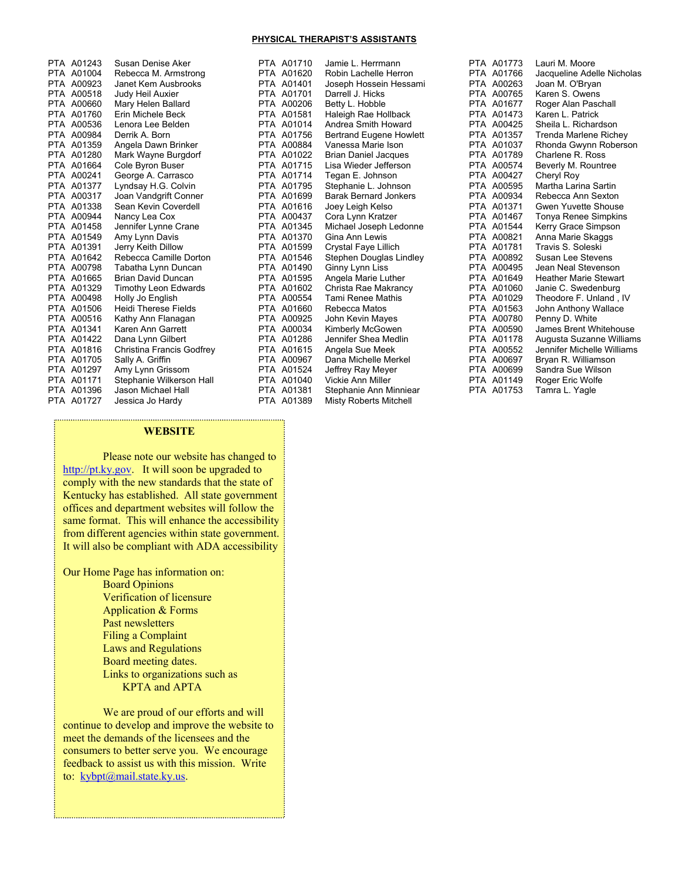**PHYSICAL THERAPIST'S ASSISTANTS**

PTA A01243 Susan Denise Aker
PTA A01004 Rebecca M. Armstrong
PTA A00923 Janet Kem Ausbrooks
PTA A00518 Judy Heil Auxier
PTA A00660 Mary Helen Ballard
PTA A01760 Erin Michele Beck
PTA A00536 Lenora Lee Belden
PTA A00984 Derrik A. Born
PTA A01359 Angela Dawn Brinker
PTA A01280 Mark Wayne Burgdorf
PTA A01664 Cole Byron Buser
PTA A00241 George A. Carrasco
PTA A01377 Lyndsay H.G. Colvin
PTA A00317 Joan Vandgrift Conner
PTA A01338 Sean Kevin Coverdell
PTA A00944 Nancy Lea Cox
PTA A01458 Jennifer Lynne Crane
PTA A01549 Amy Lynn Davis
PTA A01391 Jerry Keith Dillow
PTA A01642 Rebecca Camille Dorton
PTA A00798 Tabatha Lynn Duncan
PTA A01665 Brian David Duncan
PTA A01329 Timothy Leon Edwards
PTA A00498 Holly Jo English
PTA A01506 Heidi Therese Fields
PTA A00516 Kathy Ann Flanagan
PTA A01341 Karen Ann Garrett
PTA A01422 Dana Lynn Gilbert
PTA A01816 Christina Francis Godfrey
PTA A01705 Sally A. Griffin
PTA A01297 Amy Lynn Grissom
PTA A01171 Stephanie Wilkerson Hall
PTA A01396 Jason Michael Hall
PTA A01727 Jessica Jo Hardy
PTA A01710 Jamie L. Herrmann
PTA A01620 Robin Lachelle Herron
PTA A01401 Joseph Hossein Hessami
PTA A01701 Darrell J. Hicks
PTA A00206 Betty L. Hobble
PTA A01581 Haleigh Rae Hollback
PTA A01014 Andrea Smith Howard
PTA A01756 Bertrand Eugene Howlett
PTA A00884 Vanessa Marie Ison
PTA A01022 Brian Daniel Jacques
PTA A01715 Lisa Wieder Jefferson
PTA A01714 Tegan E. Johnson
PTA A01795 Stephanie L. Johnson
PTA A01699 Barak Bernard Jonkers
PTA A01616 Joey Leigh Kelso
PTA A00437 Cora Lynn Kratzer
PTA A01345 Michael Joseph Ledonne
PTA A01370 Gina Ann Lewis
PTA A01599 Crystal Faye Lillich
PTA A01546 Stephen Douglas Lindley
PTA A01490 Ginny Lynn Liss
PTA A01595 Angela Marie Luther
PTA A01602 Christa Rae Makrancy
PTA A00554 Tami Renee Mathis
PTA A01660 Rebecca Matos
PTA A00925 John Kevin Mayes
PTA A00034 Kimberly McGowen
PTA A01286 Jennifer Shea Medlin
PTA A01615 Angela Sue Meek
PTA A00967 Dana Michelle Merkel
PTA A01524 Jeffrey Ray Meyer
PTA A01040 Vickie Ann Miller
PTA A01381 Stephanie Ann Minniear
PTA A01389 Misty Roberts Mitchell
PTA A01773 Lauri M. Moore
PTA A01766 Jacqueline Adelle Nicholas
PTA A00263 Joan M. O'Bryan
PTA A00765 Karen S. Owens
PTA A01677 Roger Alan Paschall
PTA A01473 Karen L. Patrick
PTA A00425 Sheila L. Richardson
PTA A01357 Trenda Marlene Richey
PTA A01037 Rhonda Gwynn Roberson
PTA A01789 Charlene R. Ross
PTA A00574 Beverly M. Rountree
PTA A00427 Cheryl Roy
PTA A00595 Martha Larina Sartin
PTA A00934 Rebecca Ann Sexton
PTA A01371 Gwen Yuvette Shouse
PTA A01467 Tonya Renee Simpkins
PTA A01544 Kerry Grace Simpson
PTA A00821 Anna Marie Skaggs
PTA A01781 Travis S. Soleski
PTA A00892 Susan Lee Stevens
PTA A00495 Jean Neal Stevenson
PTA A01649 Heather Marie Stewart
PTA A01060 Janie C. Swedenburg
PTA A01029 Theodore F. Unland , IV
PTA A01563 John Anthony Wallace
PTA A00780 Penny D. White
PTA A00590 James Brent Whitehouse
PTA A01178 Augusta Suzanne Williams
PTA A00552 Jennifer Michelle Williams
PTA A00697 Bryan R. Williamson
PTA A00699 Sandra Sue Wilson
PTA A01149 Roger Eric Wolfe
PTA A01753 Tamra L. Yagle

## WEBSITE

Please note our website has changed to http://pt.ky.gov. It will soon be upgraded to comply with the new standards that the state of Kentucky has established. All state government offices and department websites will follow the same format. This will enhance the accessibility from different agencies within state government. It will also be compliant with ADA accessibility

Our Home Page has information on:

- Board Opinions
- Verification of licensure
- Application & Forms
- Past newsletters
- Filing a Complaint
- Laws and Regulations
- Board meeting dates.
- Links to organizations such as KPTA and APTA

We are proud of our efforts and will continue to develop and improve the website to meet the demands of the licensees and the consumers to better serve you. We encourage feedback to assist us with this mission. Write to: kybpt@mail.state.ky.us.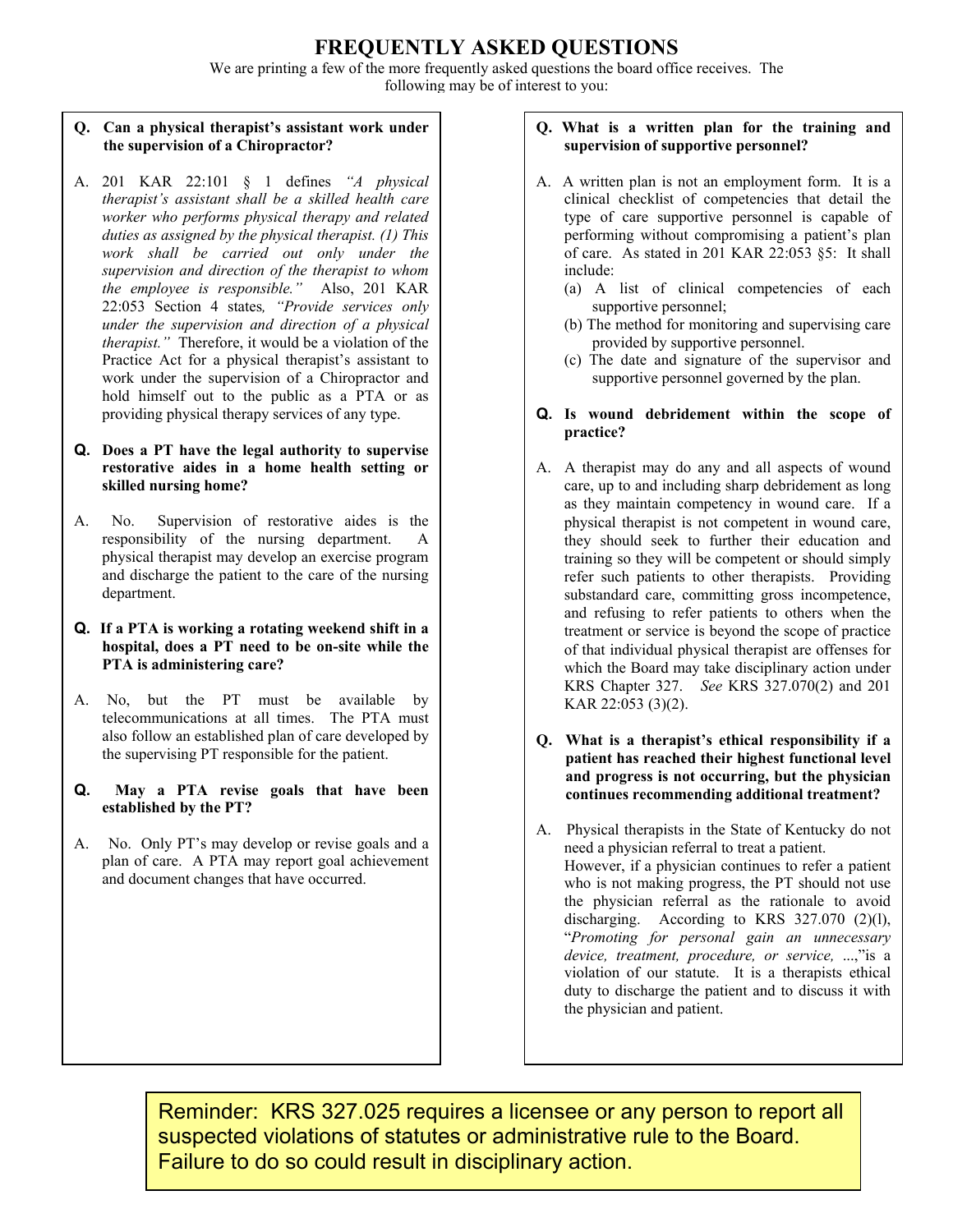# FREQUENTLY ASKED QUESTIONS

We are printing a few of the more frequently asked questions the board office receives. The following may be of interest to you:

**Q. Can a physical therapist's assistant work under the supervision of a Chiropractor?**

A. 201 KAR 22:101 § 1 defines *"A physical therapist's assistant shall be a skilled health care worker who performs physical therapy and related duties as assigned by the physical therapist. (1) This work shall be carried out only under the supervision and direction of the therapist to whom the employee is responsible."* Also, 201 KAR 22:053 Section 4 states, *"Provide services only under the supervision and direction of a physical therapist."* Therefore, it would be a violation of the Practice Act for a physical therapist's assistant to work under the supervision of a Chiropractor and hold himself out to the public as a PTA or as providing physical therapy services of any type.

**Q. Does a PT have the legal authority to supervise restorative aides in a home health setting or skilled nursing home?**

A. No. Supervision of restorative aides is the responsibility of the nursing department. A physical therapist may develop an exercise program and discharge the patient to the care of the nursing department.

**Q. If a PTA is working a rotating weekend shift in a hospital, does a PT need to be on-site while the PTA is administering care?**

A. No, but the PT must be available by telecommunications at all times. The PTA must also follow an established plan of care developed by the supervising PT responsible for the patient.

**Q. May a PTA revise goals that have been established by the PT?**

A. No. Only PT's may develop or revise goals and a plan of care. A PTA may report goal achievement and document changes that have occurred.

**Q. What is a written plan for the training and supervision of supportive personnel?**

A. A written plan is not an employment form. It is a clinical checklist of competencies that detail the type of care supportive personnel is capable of performing without compromising a patient's plan of care. As stated in 201 KAR 22:053 §5: It shall include:

(a) A list of clinical competencies of each supportive personnel;
(b) The method for monitoring and supervising care provided by supportive personnel.
(c) The date and signature of the supervisor and supportive personnel governed by the plan.

**Q. Is wound debridement within the scope of practice?**

A. A therapist may do any and all aspects of wound care, up to and including sharp debridement as long as they maintain competency in wound care. If a physical therapist is not competent in wound care, they should seek to further their education and training so they will be competent or should simply refer such patients to other therapists. Providing substandard care, committing gross incompetence, and refusing to refer patients to others when the treatment or service is beyond the scope of practice of that individual physical therapist are offenses for which the Board may take disciplinary action under KRS Chapter 327. *See* KRS 327.070(2) and 201 KAR 22:053 (3)(2).

**Q. What is a therapist's ethical responsibility if a patient has reached their highest functional level and progress is not occurring, but the physician continues recommending additional treatment?**

A. Physical therapists in the State of Kentucky do not need a physician referral to treat a patient.
However, if a physician continues to refer a patient who is not making progress, the PT should not use the physician referral as the rationale to avoid discharging. According to KRS 327.070 (2)(l), "*Promoting for personal gain an unnecessary device, treatment, procedure, or service, ...*,"is a violation of our statute. It is a therapists ethical duty to discharge the patient and to discuss it with the physician and patient.

Reminder: KRS 327.025 requires a licensee or any person to report all suspected violations of statutes or administrative rule to the Board. Failure to do so could result in disciplinary action.